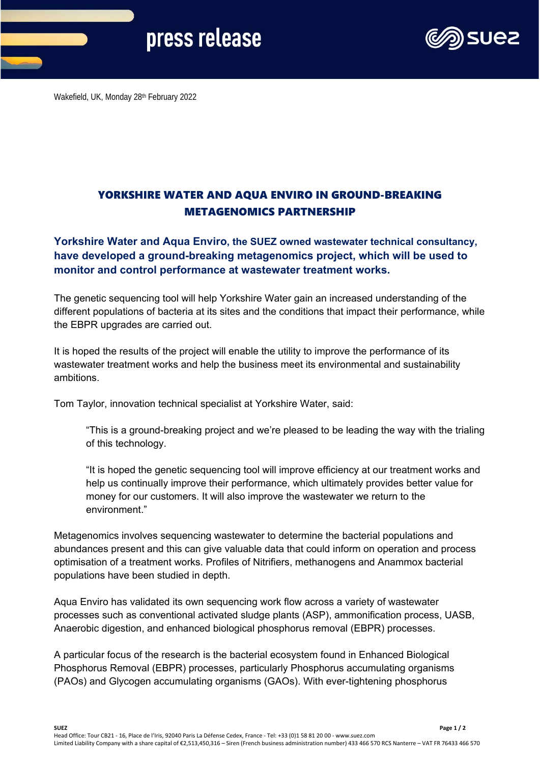press release

Wakefield, UK, Monday 28th February 2022

# YORKSHIRE WATER AND AQUA ENVIRO IN GROUND-BREAKING METAGENOMICS PARTNERSHIP

**Yorkshire Water and Aqua Enviro, the SUEZ owned wastewater technical consultancy, have developed a ground-breaking metagenomics project, which will be used to monitor and control performance at wastewater treatment works.**

The genetic sequencing tool will help Yorkshire Water gain an increased understanding of the different populations of bacteria at its sites and the conditions that impact their performance, while the EBPR upgrades are carried out.

It is hoped the results of the project will enable the utility to improve the performance of its wastewater treatment works and help the business meet its environmental and sustainability ambitions.

Tom Taylor, innovation technical specialist at Yorkshire Water, said:

> "This is a ground-breaking project and we're pleased to be leading the way with the trialing of this technology.
>
> "It is hoped the genetic sequencing tool will improve efficiency at our treatment works and help us continually improve their performance, which ultimately provides better value for money for our customers. It will also improve the wastewater we return to the environment."

Metagenomics involves sequencing wastewater to determine the bacterial populations and abundances present and this can give valuable data that could inform on operation and process optimisation of a treatment works. Profiles of Nitrifiers, methanogens and Anammox bacterial populations have been studied in depth.

Aqua Enviro has validated its own sequencing work flow across a variety of wastewater processes such as conventional activated sludge plants (ASP), ammonification process, UASB, Anaerobic digestion, and enhanced biological phosphorus removal (EBPR) processes.

A particular focus of the research is the bacterial ecosystem found in Enhanced Biological Phosphorus Removal (EBPR) processes, particularly Phosphorus accumulating organisms (PAOs) and Glycogen accumulating organisms (GAOs). With ever-tightening phosphorus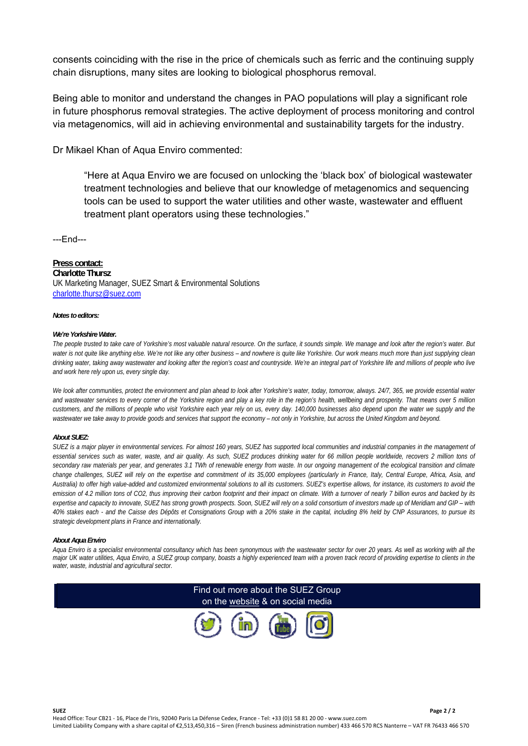consents coinciding with the rise in the price of chemicals such as ferric and the continuing supply chain disruptions, many sites are looking to biological phosphorus removal.

Being able to monitor and understand the changes in PAO populations will play a significant role in future phosphorus removal strategies. The active deployment of process monitoring and control via metagenomics, will aid in achieving environmental and sustainability targets for the industry.

Dr Mikael Khan of Aqua Enviro commented:

> "Here at Aqua Enviro we are focused on unlocking the 'black box' of biological wastewater treatment technologies and believe that our knowledge of metagenomics and sequencing tools can be used to support the water utilities and other waste, wastewater and effluent treatment plant operators using these technologies."

---End---

**Press contact:**
**Charlotte Thursz**
UK Marketing Manager, SUEZ Smart & Environmental Solutions
charlotte.thursz@suez.com

***Notes to editors:***

***We're Yorkshire Water.***

*The people trusted to take care of Yorkshire's most valuable natural resource. On the surface, it sounds simple. We manage and look after the region's water. But water is not quite like anything else. We're not like any other business – and nowhere is quite like Yorkshire. Our work means much more than just supplying clean drinking water, taking away wastewater and looking after the region's coast and countryside. We're an integral part of Yorkshire life and millions of people who live and work here rely upon us, every single day.*

*We look after communities, protect the environment and plan ahead to look after Yorkshire's water, today, tomorrow, always. 24/7, 365, we provide essential water and wastewater services to every corner of the Yorkshire region and play a key role in the region's health, wellbeing and prosperity. That means over 5 million customers, and the millions of people who visit Yorkshire each year rely on us, every day. 140,000 businesses also depend upon the water we supply and the wastewater we take away to provide goods and services that support the economy – not only in Yorkshire, but across the United Kingdom and beyond.*

***About SUEZ:***

*SUEZ is a major player in environmental services. For almost 160 years, SUEZ has supported local communities and industrial companies in the management of essential services such as water, waste, and air quality. As such, SUEZ produces drinking water for 66 million people worldwide, recovers 2 million tons of secondary raw materials per year, and generates 3.1 TWh of renewable energy from waste. In our ongoing management of the ecological transition and climate change challenges, SUEZ will rely on the expertise and commitment of its 35,000 employees (particularly in France, Italy, Central Europe, Africa, Asia, and Australia) to offer high value-added and customized environmental solutions to all its customers. SUEZ's expertise allows, for instance, its customers to avoid the emission of 4.2 million tons of CO2, thus improving their carbon footprint and their impact on climate. With a turnover of nearly 7 billion euros and backed by its expertise and capacity to innovate, SUEZ has strong growth prospects. Soon, SUEZ will rely on a solid consortium of investors made up of Meridiam and GIP – with 40% stakes each - and the Caisse des Dépôts et Consignations Group with a 20% stake in the capital, including 8% held by CNP Assurances, to pursue its strategic development plans in France and internationally.*

***About Aqua Enviro***

*Aqua Enviro is a specialist environmental consultancy which has been synonymous with the wastewater sector for over 20 years. As well as working with all the major UK water utilities, Aqua Enviro, a SUEZ group company, boasts a highly experienced team with a proven track record of providing expertise to clients in the water, waste, industrial and agricultural sector.*

Find out more about the SUEZ Group on the website & on social media

**SUEZ**
Head Office: Tour CB21 - 16, Place de l'Iris, 92040 Paris La Défense Cedex, France - Tel: +33 (0)1 58 81 20 00 - www.suez.com
Limited Liability Company with a share capital of €2,513,450,316 – Siren (French business administration number) 433 466 570 RCS Nanterre – VAT FR 76433 466 570